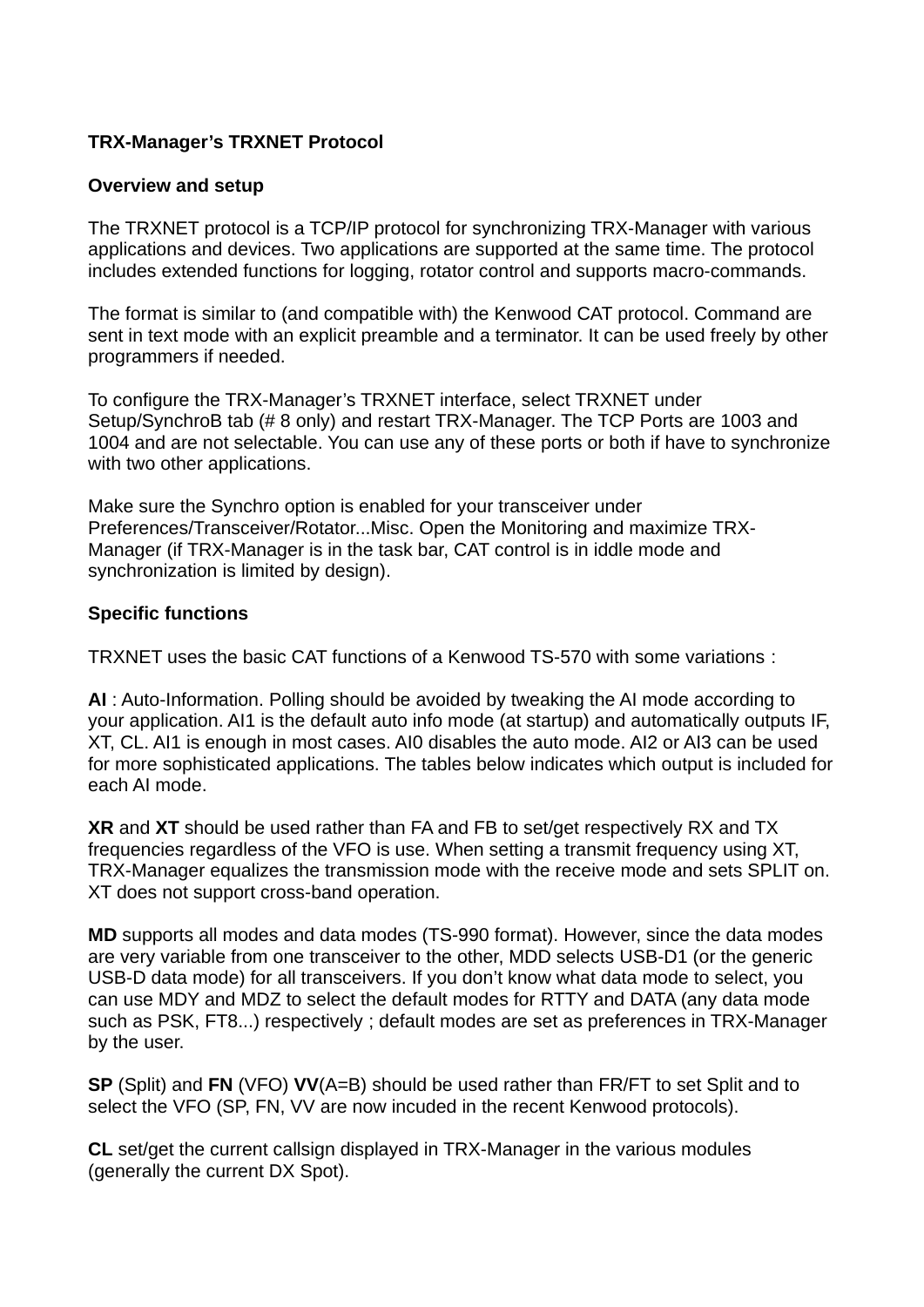# TRX-Manager's TRXNET Protocol

## Overview and setup

The TRXNET protocol is a TCP/IP protocol for synchronizing TRX-Manager with various applications and devices. Two applications are supported at the same time. The protocol includes extended functions for logging, rotator control and supports macro-commands.

The format is similar to (and compatible with) the Kenwood CAT protocol. Command are sent in text mode with an explicit preamble and a terminator. It can be used freely by other programmers if needed.

To configure the TRX-Manager's TRXNET interface, select TRXNET under Setup/SynchroB tab (# 8 only) and restart TRX-Manager. The TCP Ports are 1003 and 1004 and are not selectable. You can use any of these ports or both if have to synchronize with two other applications.

Make sure the Synchro option is enabled for your transceiver under Preferences/Transceiver/Rotator...Misc. Open the Monitoring and maximize TRX-Manager (if TRX-Manager is in the task bar, CAT control is in iddle mode and synchronization is limited by design).

## Specific functions

TRXNET uses the basic CAT functions of a Kenwood TS-570 with some variations :

**AI** : Auto-Information. Polling should be avoided by tweaking the AI mode according to your application. AI1 is the default auto info mode (at startup) and automatically outputs IF, XT, CL. AI1 is enough in most cases. AI0 disables the auto mode. AI2 or AI3 can be used for more sophisticated applications. The tables below indicates which output is included for each AI mode.

**XR** and **XT** should be used rather than FA and FB to set/get respectively RX and TX frequencies regardless of the VFO is use. When setting a transmit frequency using XT, TRX-Manager equalizes the transmission mode with the receive mode and sets SPLIT on. XT does not support cross-band operation.

**MD** supports all modes and data modes (TS-990 format). However, since the data modes are very variable from one transceiver to the other, MDD selects USB-D1 (or the generic USB-D data mode) for all transceivers. If you don't know what data mode to select, you can use MDY and MDZ to select the default modes for RTTY and DATA (any data mode such as PSK, FT8...) respectively ; default modes are set as preferences in TRX-Manager by the user.

**SP** (Split) and **FN** (VFO) **VV**(A=B) should be used rather than FR/FT to set Split and to select the VFO (SP, FN, VV are now incuded in the recent Kenwood protocols).

**CL** set/get the current callsign displayed in TRX-Manager in the various modules (generally the current DX Spot).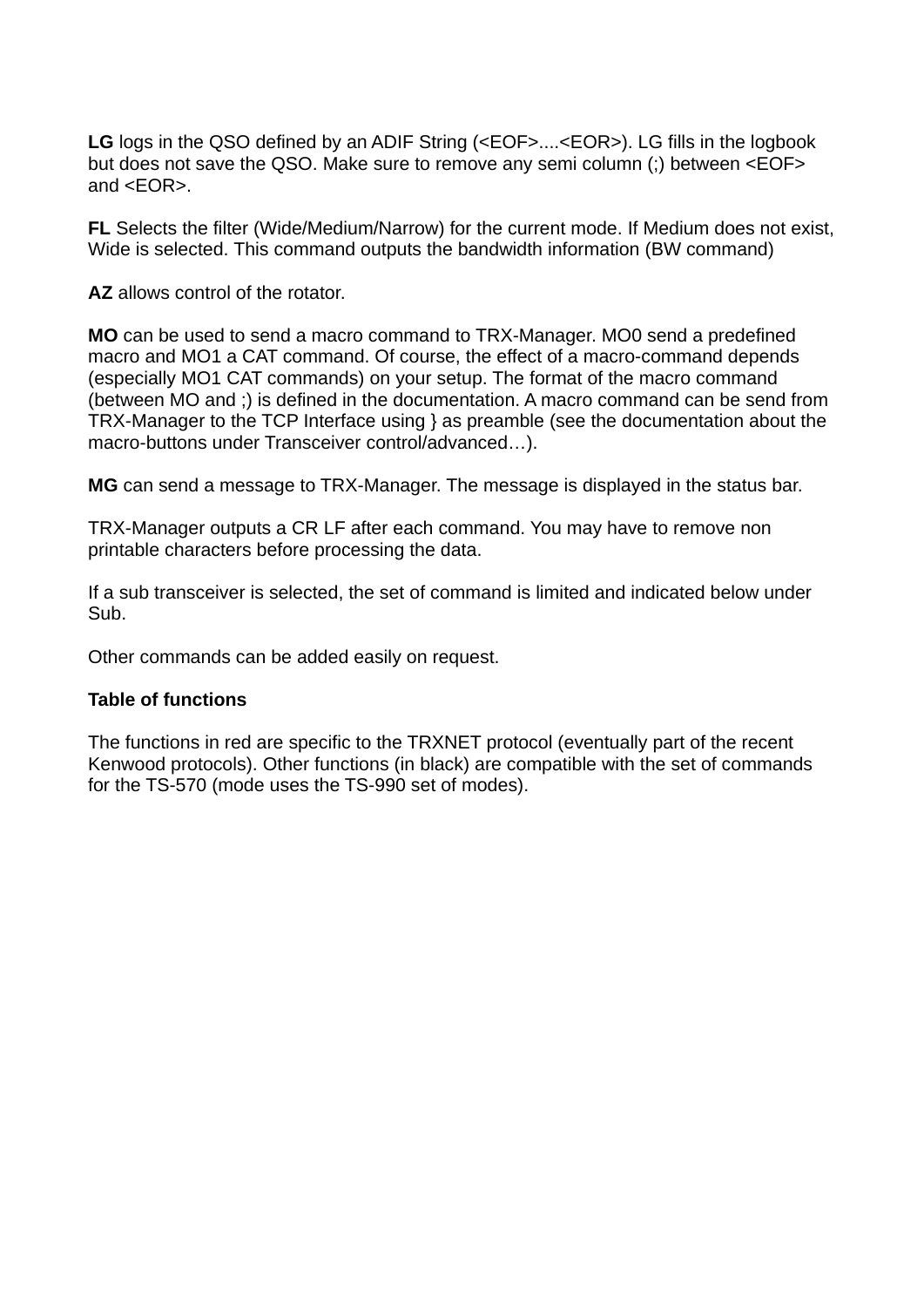**LG** logs in the QSO defined by an ADIF String (<EOF>....<EOR>). LG fills in the logbook but does not save the QSO. Make sure to remove any semi column (;) between <EOF> and <EOR>.

**FL** Selects the filter (Wide/Medium/Narrow) for the current mode. If Medium does not exist, Wide is selected. This command outputs the bandwidth information (BW command)

**AZ** allows control of the rotator.

**MO** can be used to send a macro command to TRX-Manager. MO0 send a predefined macro and MO1 a CAT command. Of course, the effect of a macro-command depends (especially MO1 CAT commands) on your setup. The format of the macro command (between MO and ;) is defined in the documentation. A macro command can be send from TRX-Manager to the TCP Interface using } as preamble (see the documentation about the macro-buttons under Transceiver control/advanced…).

**MG** can send a message to TRX-Manager. The message is displayed in the status bar.

TRX-Manager outputs a CR LF after each command. You may have to remove non printable characters before processing the data.

If a sub transceiver is selected, the set of command is limited and indicated below under Sub.

Other commands can be added easily on request.

**Table of functions**

The functions in red are specific to the TRXNET protocol (eventually part of the recent Kenwood protocols). Other functions (in black) are compatible with the set of commands for the TS-570 (mode uses the TS-990 set of modes).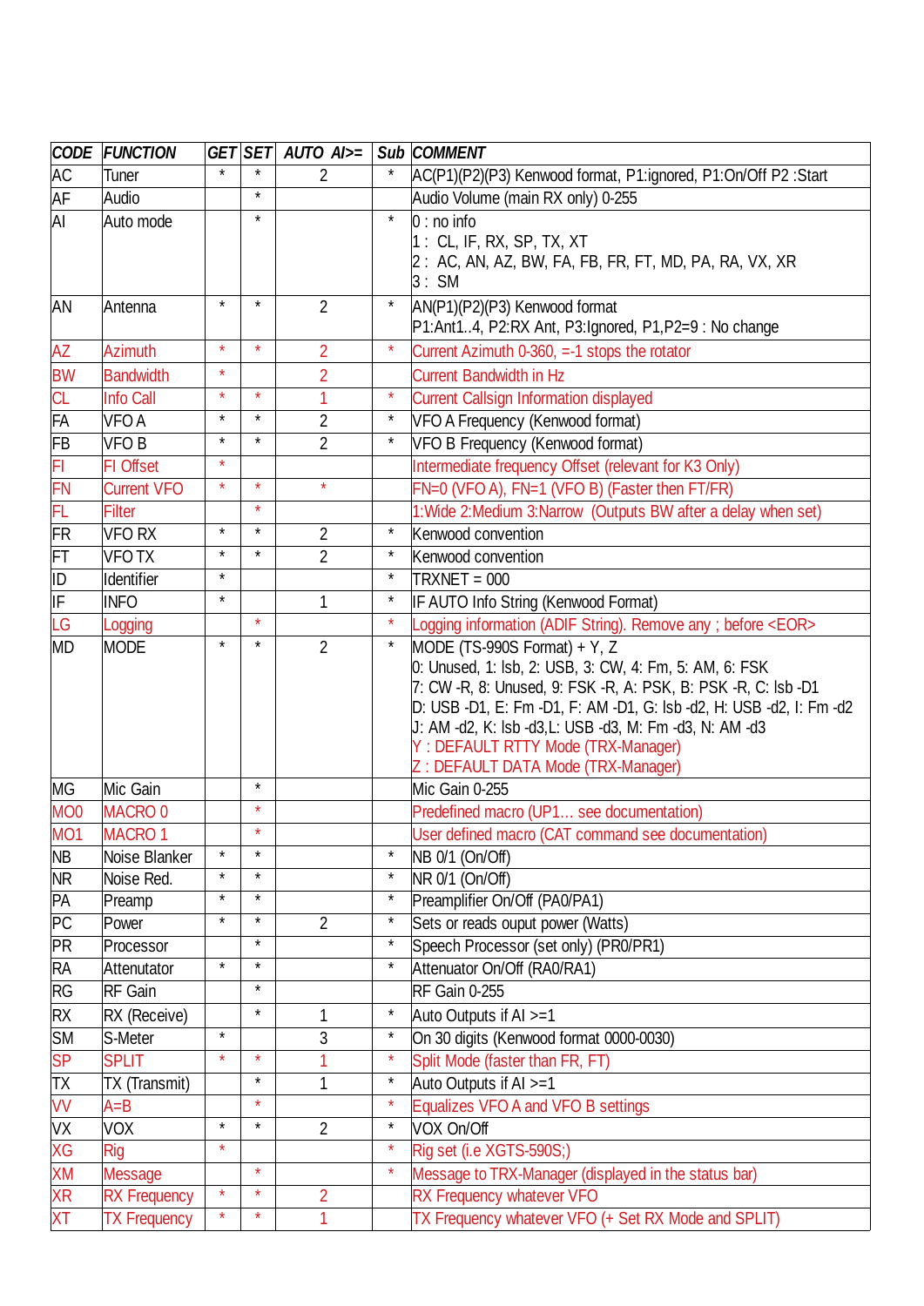| CODE | FUNCTION | GET | SET | AUTO AI>= | Sub | COMMENT |
|---|---|---|---|---|---|---|
| AC | Tuner | * | * | 2 | * | AC(P1)(P2)(P3) Kenwood format, P1:ignored, P1:On/Off P2 :Start |
| AF | Audio | | * | | | Audio Volume (main RX only) 0-255 |
| AI | Auto mode | | * | | * | 0 : no info<br>1 : CL, IF, RX, SP, TX, XT<br>2 : AC, AN, AZ, BW, FA, FB, FR, FT, MD, PA, RA, VX, XR<br>3 : SM |
| AN | Antenna | * | * | 2 | * | AN(P1)(P2)(P3) Kenwood format<br>P1:Ant1..4, P2:RX Ant, P3:Ignored, P1,P2=9 : No change |
| AZ | Azimuth | * | * | 2 | * | Current Azimuth 0-360, =-1 stops the rotator |
| BW | Bandwidth | * | | 2 | | Current Bandwidth in Hz |
| CL | Info Call | * | * | 1 | * | Current Callsign Information displayed |
| FA | VFO A | * | * | 2 | * | VFO A Frequency (Kenwood format) |
| FB | VFO B | * | * | 2 | * | VFO B Frequency (Kenwood format) |
| FI | FI Offset | * | | | | Intermediate frequency Offset (relevant for K3 Only) |
| FN | Current VFO | * | * | * | | FN=0 (VFO A), FN=1 (VFO B) (Faster then FT/FR) |
| FL | Filter | | * | | | 1:Wide 2:Medium 3:Narrow (Outputs BW after a delay when set) |
| FR | VFO RX | * | * | 2 | * | Kenwood convention |
| FT | VFO TX | * | * | 2 | * | Kenwood convention |
| ID | Identifier | * | | | * | TRXNET = 000 |
| IF | INFO | * | | 1 | * | IF AUTO Info String (Kenwood Format) |
| LG | Logging | | * | | * | Logging information (ADIF String). Remove any ; before <EOR> |
| MD | MODE | * | * | 2 | * | MODE (TS-990S Format) + Y, Z<br>0: Unused, 1: lsb, 2: USB, 3: CW, 4: Fm, 5: AM, 6: FSK<br>7: CW -R, 8: Unused, 9: FSK -R, A: PSK, B: PSK -R, C: lsb -D1<br>D: USB -D1, E: Fm -D1, F: AM -D1, G: lsb -d2, H: USB -d2, I: Fm -d2<br>J: AM -d2, K: lsb -d3,L: USB -d3, M: Fm -d3, N: AM -d3<br>Y : DEFAULT RTTY Mode (TRX-Manager)<br>Z : DEFAULT DATA Mode (TRX-Manager) |
| MG | Mic Gain | | * | | | Mic Gain 0-255 |
| MO0 | MACRO 0 | | * | | | Predefined macro (UP1... see documentation) |
| MO1 | MACRO 1 | | * | | | User defined macro (CAT command see documentation) |
| NB | Noise Blanker | * | * | | * | NB 0/1 (On/Off) |
| NR | Noise Red. | * | * | | * | NR 0/1 (On/Off) |
| PA | Preamp | * | * | | * | Preamplifier On/Off (PA0/PA1) |
| PC | Power | * | * | 2 | * | Sets or reads ouput power (Watts) |
| PR | Processor | | * | | * | Speech Processor (set only) (PR0/PR1) |
| RA | Attenutator | * | * | | * | Attenuator On/Off (RA0/RA1) |
| RG | RF Gain | | * | | | RF Gain 0-255 |
| RX | RX (Receive) | | * | 1 | * | Auto Outputs if AI >=1 |
| SM | S-Meter | * | | 3 | * | On 30 digits (Kenwood format 0000-0030) |
| SP | SPLIT | * | * | 1 | * | Split Mode (faster than FR, FT) |
| TX | TX (Transmit) | | * | 1 | * | Auto Outputs if AI >=1 |
| VV | A=B | | * | | * | Equalizes VFO A and VFO B settings |
| VX | VOX | * | * | 2 | * | VOX On/Off |
| XG | Rig | * | | | * | Rig set (i.e XGTS-590S;) |
| XM | Message | | * | | * | Message to TRX-Manager (displayed in the status bar) |
| XR | RX Frequency | * | * | 2 | | RX Frequency whatever VFO |
| XT | TX Frequency | * | * | 1 | | TX Frequency whatever VFO (+ Set RX Mode and SPLIT) |